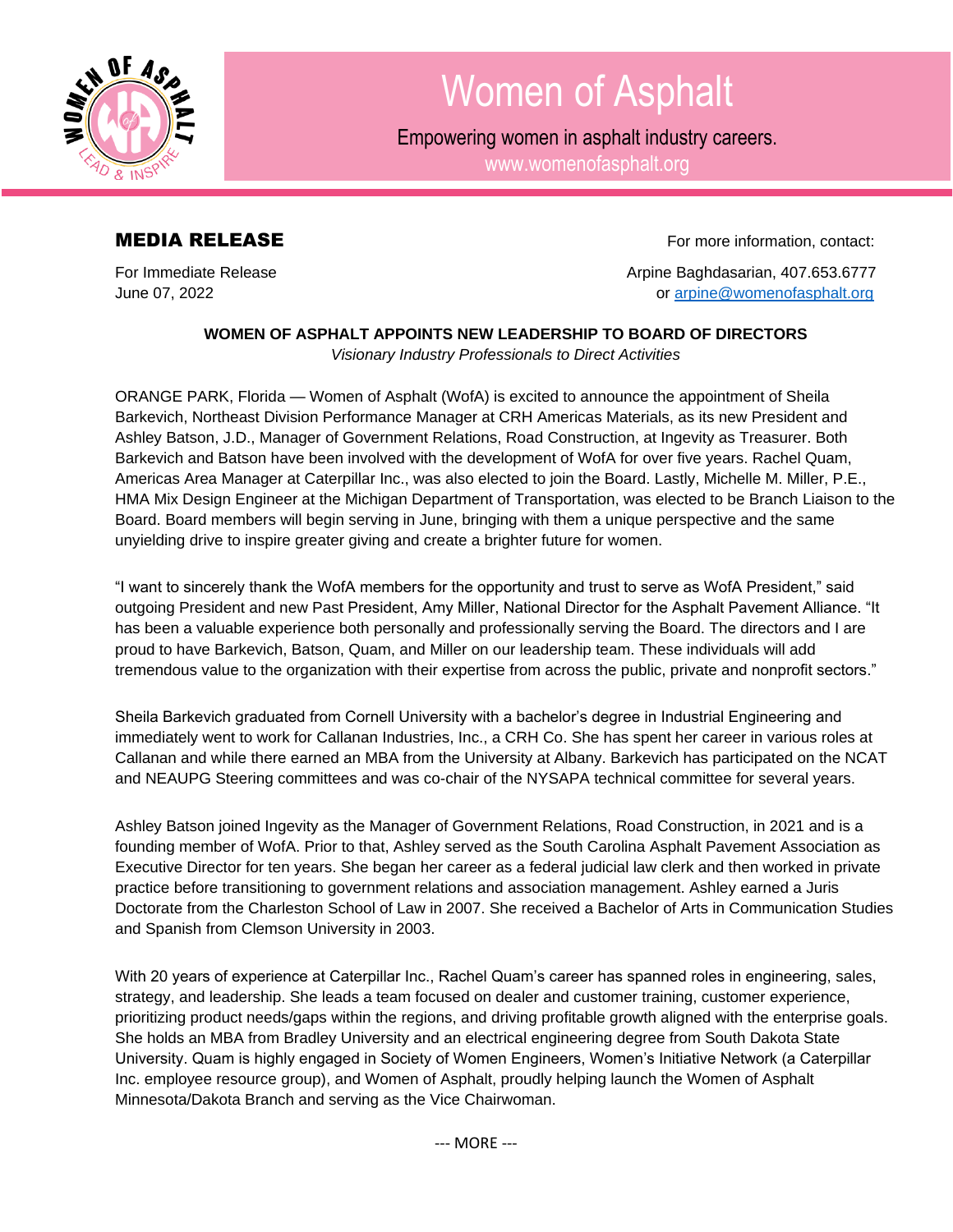# Women of Asphalt

Empowering women in asphalt industry careers.
www.womenofasphalt.org

## MEDIA RELEASE

For Immediate Release
June 07, 2022

For more information, contact:
Arpine Baghdasarian, 407.653.6777
or arpine@womenofasphalt.org

**WOMEN OF ASPHALT APPOINTS NEW LEADERSHIP TO BOARD OF DIRECTORS**

*Visionary Industry Professionals to Direct Activities*

ORANGE PARK, Florida — Women of Asphalt (WofA) is excited to announce the appointment of Sheila Barkevich, Northeast Division Performance Manager at CRH Americas Materials, as its new President and Ashley Batson, J.D., Manager of Government Relations, Road Construction, at Ingevity as Treasurer. Both Barkevich and Batson have been involved with the development of WofA for over five years. Rachel Quam, Americas Area Manager at Caterpillar Inc., was also elected to join the Board. Lastly, Michelle M. Miller, P.E., HMA Mix Design Engineer at the Michigan Department of Transportation, was elected to be Branch Liaison to the Board. Board members will begin serving in June, bringing with them a unique perspective and the same unyielding drive to inspire greater giving and create a brighter future for women.

"I want to sincerely thank the WofA members for the opportunity and trust to serve as WofA President," said outgoing President and new Past President, Amy Miller, National Director for the Asphalt Pavement Alliance. "It has been a valuable experience both personally and professionally serving the Board. The directors and I are proud to have Barkevich, Batson, Quam, and Miller on our leadership team. These individuals will add tremendous value to the organization with their expertise from across the public, private and nonprofit sectors."

Sheila Barkevich graduated from Cornell University with a bachelor's degree in Industrial Engineering and immediately went to work for Callanan Industries, Inc., a CRH Co. She has spent her career in various roles at Callanan and while there earned an MBA from the University at Albany. Barkevich has participated on the NCAT and NEAUPG Steering committees and was co-chair of the NYSAPA technical committee for several years.

Ashley Batson joined Ingevity as the Manager of Government Relations, Road Construction, in 2021 and is a founding member of WofA. Prior to that, Ashley served as the South Carolina Asphalt Pavement Association as Executive Director for ten years. She began her career as a federal judicial law clerk and then worked in private practice before transitioning to government relations and association management. Ashley earned a Juris Doctorate from the Charleston School of Law in 2007. She received a Bachelor of Arts in Communication Studies and Spanish from Clemson University in 2003.

With 20 years of experience at Caterpillar Inc., Rachel Quam's career has spanned roles in engineering, sales, strategy, and leadership. She leads a team focused on dealer and customer training, customer experience, prioritizing product needs/gaps within the regions, and driving profitable growth aligned with the enterprise goals. She holds an MBA from Bradley University and an electrical engineering degree from South Dakota State University. Quam is highly engaged in Society of Women Engineers, Women's Initiative Network (a Caterpillar Inc. employee resource group), and Women of Asphalt, proudly helping launch the Women of Asphalt Minnesota/Dakota Branch and serving as the Vice Chairwoman.

--- MORE ---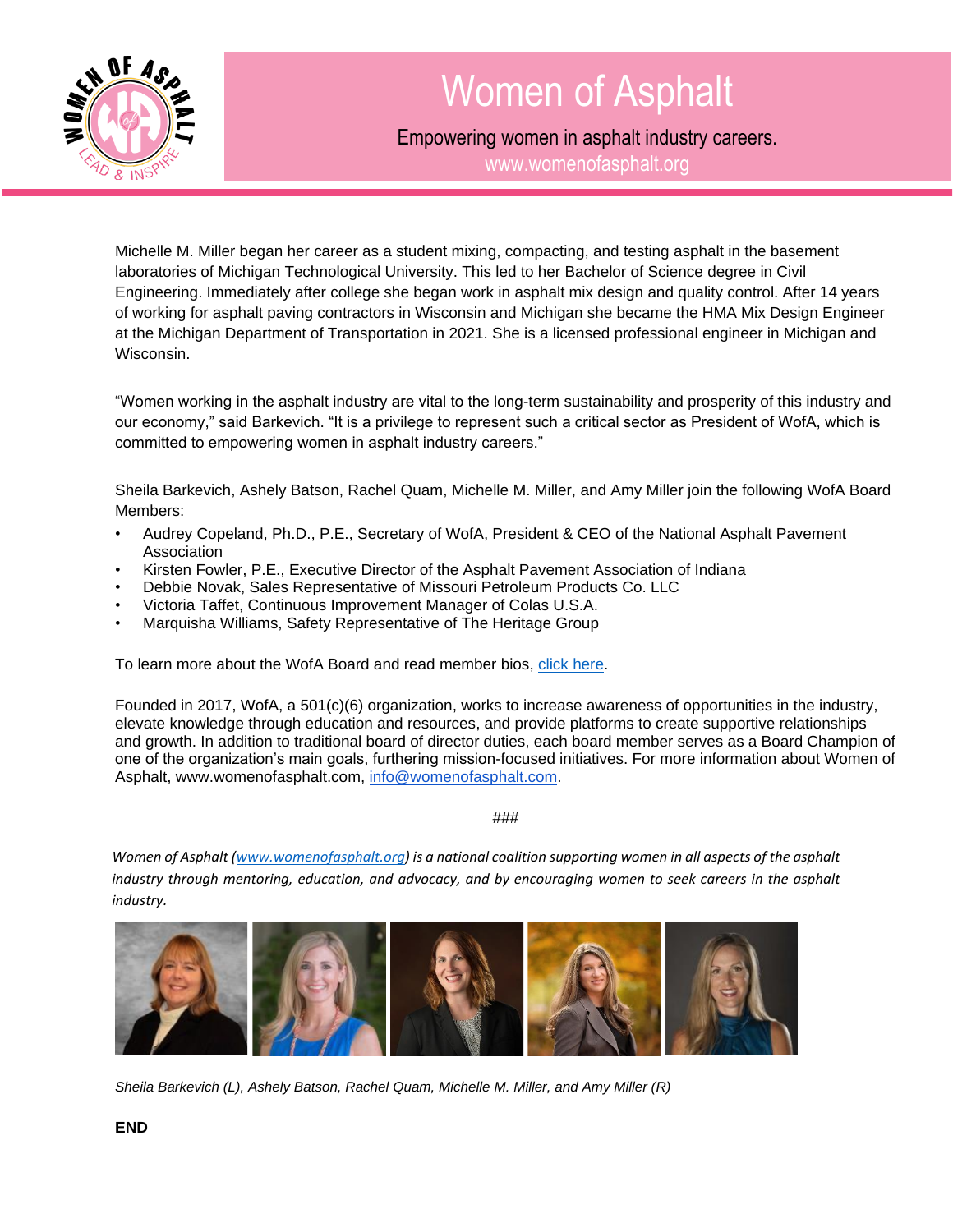Michelle M. Miller began her career as a student mixing, compacting, and testing asphalt in the basement laboratories of Michigan Technological University. This led to her Bachelor of Science degree in Civil Engineering. Immediately after college she began work in asphalt mix design and quality control. After 14 years of working for asphalt paving contractors in Wisconsin and Michigan she became the HMA Mix Design Engineer at the Michigan Department of Transportation in 2021. She is a licensed professional engineer in Michigan and Wisconsin.

"Women working in the asphalt industry are vital to the long-term sustainability and prosperity of this industry and our economy," said Barkevich. "It is a privilege to represent such a critical sector as President of WofA, which is committed to empowering women in asphalt industry careers."

Sheila Barkevich, Ashely Batson, Rachel Quam, Michelle M. Miller, and Amy Miller join the following WofA Board Members:

- Audrey Copeland, Ph.D., P.E., Secretary of WofA, President & CEO of the National Asphalt Pavement Association
- Kirsten Fowler, P.E., Executive Director of the Asphalt Pavement Association of Indiana
- Debbie Novak, Sales Representative of Missouri Petroleum Products Co. LLC
- Victoria Taffet, Continuous Improvement Manager of Colas U.S.A.
- Marquisha Williams, Safety Representative of The Heritage Group

To learn more about the WofA Board and read member bios, click here.

Founded in 2017, WofA, a 501(c)(6) organization, works to increase awareness of opportunities in the industry, elevate knowledge through education and resources, and provide platforms to create supportive relationships and growth. In addition to traditional board of director duties, each board member serves as a Board Champion of one of the organization's main goals, furthering mission-focused initiatives. For more information about Women of Asphalt, www.womenofasphalt.com, info@womenofasphalt.com.

###

*Women of Asphalt (www.womenofasphalt.org) is a national coalition supporting women in all aspects of the asphalt industry through mentoring, education, and advocacy, and by encouraging women to seek careers in the asphalt industry.*

*Sheila Barkevich (L), Ashely Batson, Rachel Quam, Michelle M. Miller, and Amy Miller (R)*

**END**